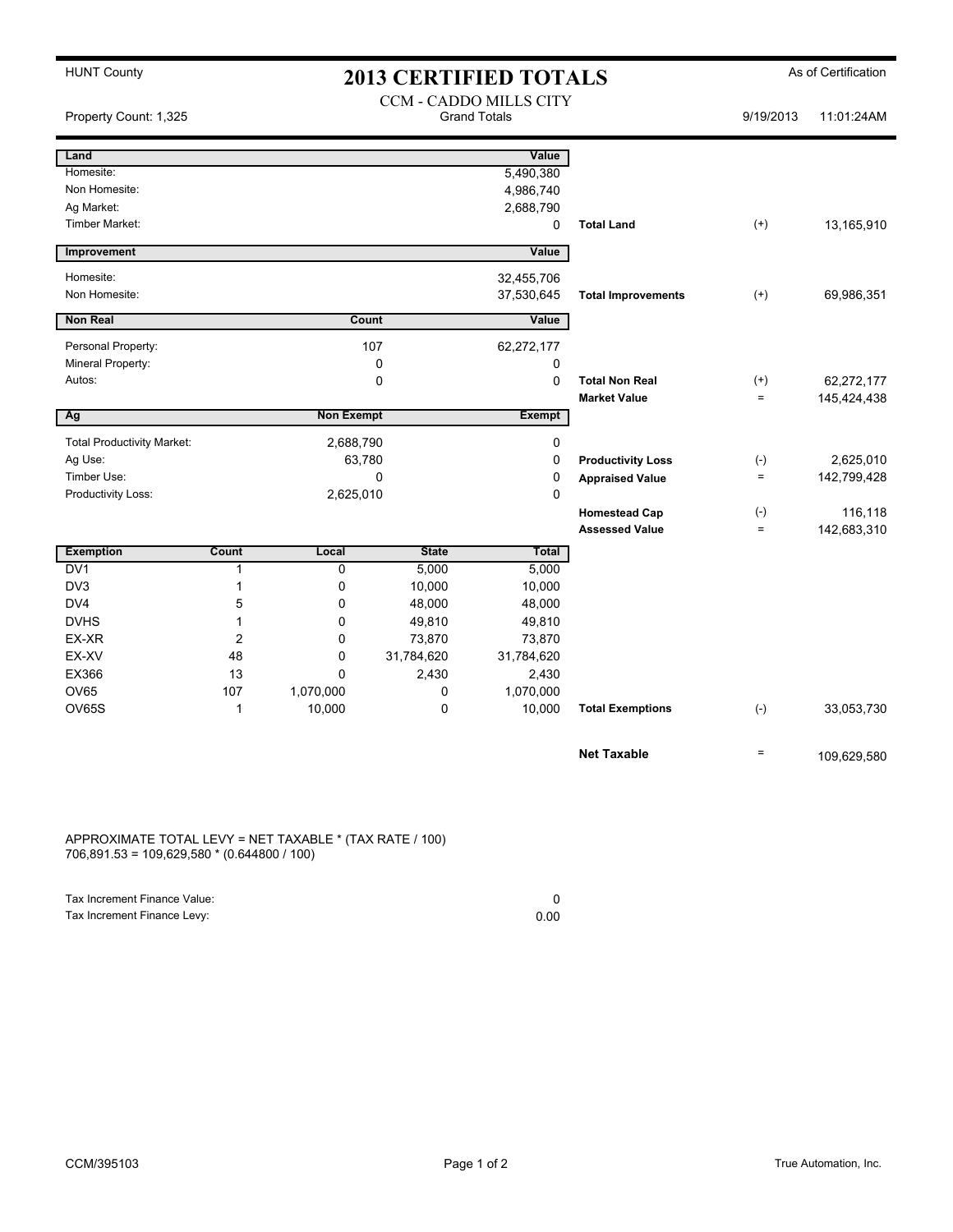HUNT County

# 2013 CERTIFIED TOTALS

As of Certification

Property Count: 1,325

CCM - CADDO MILLS CITY
Grand Totals

9/19/2013 11:01:24AM

| Land | | Value | | | |
|---|---|---|---|---|---|
| Homesite: | | 5,490,380 | | | |
| Non Homesite: | | 4,986,740 | | | |
| Ag Market: | | 2,688,790 | | | |
| Timber Market: | | 0 | Total Land | (+) | 13,165,910 |

| Improvement | | Value | | | |
|---|---|---|---|---|---|
| Homesite: | | 32,455,706 | | | |
| Non Homesite: | | 37,530,645 | Total Improvements | (+) | 69,986,351 |

| Non Real | Count | Value | | | |
|---|---|---|---|---|---|
| Personal Property: | 107 | 62,272,177 | | | |
| Mineral Property: | 0 | 0 | | | |
| Autos: | 0 | 0 | Total Non Real | (+) | 62,272,177 |
| | | | Market Value | = | 145,424,438 |

| Ag | Non Exempt | Exempt | | | |
|---|---|---|---|---|---|
| Total Productivity Market: | 2,688,790 | 0 | | | |
| Ag Use: | 63,780 | 0 | Productivity Loss | (-) | 2,625,010 |
| Timber Use: | 0 | 0 | Appraised Value | = | 142,799,428 |
| Productivity Loss: | 2,625,010 | 0 | | | |
| | | | Homestead Cap | (-) | 116,118 |
| | | | Assessed Value | = | 142,683,310 |

| Exemption | Count | Local | State | Total | | | |
|---|---|---|---|---|---|---|---|
| DV1 | 1 | 0 | 5,000 | 5,000 | | | |
| DV3 | 1 | 0 | 10,000 | 10,000 | | | |
| DV4 | 5 | 0 | 48,000 | 48,000 | | | |
| DVHS | 1 | 0 | 49,810 | 49,810 | | | |
| EX-XR | 2 | 0 | 73,870 | 73,870 | | | |
| EX-XV | 48 | 0 | 31,784,620 | 31,784,620 | | | |
| EX366 | 13 | 0 | 2,430 | 2,430 | | | |
| OV65 | 107 | 1,070,000 | 0 | 1,070,000 | | | |
| OV65S | 1 | 10,000 | 0 | 10,000 | Total Exemptions | (-) | 33,053,730 |

**Net Taxable** = 109,629,580

APPROXIMATE TOTAL LEVY = NET TAXABLE * (TAX RATE / 100)
706,891.53 = 109,629,580 * (0.644800 / 100)

| | |
|---|---|
| Tax Increment Finance Value: | 0 |
| Tax Increment Finance Levy: | 0.00 |

CCM/395103

True Automation, Inc.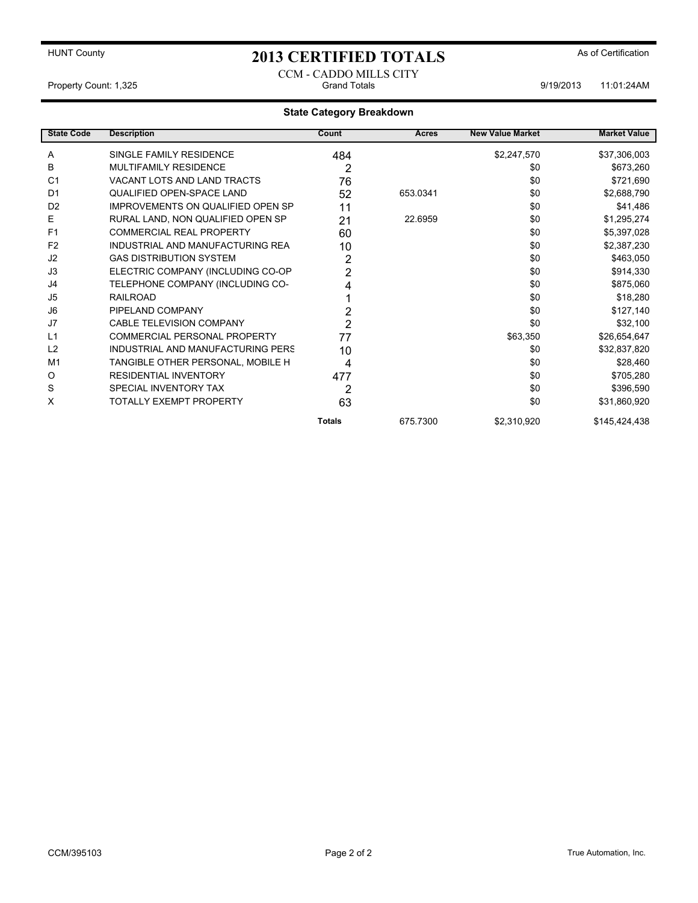HUNT County

# 2013 CERTIFIED TOTALS

As of Certification

CCM - CADDO MILLS CITY

Property Count: 1,325 Grand Totals 9/19/2013 11:01:24AM

## State Category Breakdown

| State Code | Description | Count | Acres | New Value Market | Market Value |
|---|---|---|---|---|---|
| A | SINGLE FAMILY RESIDENCE | 484 | | $2,247,570 | $37,306,003 |
| B | MULTIFAMILY RESIDENCE | 2 | | $0 | $673,260 |
| C1 | VACANT LOTS AND LAND TRACTS | 76 | | $0 | $721,690 |
| D1 | QUALIFIED OPEN-SPACE LAND | 52 | 653.0341 | $0 | $2,688,790 |
| D2 | IMPROVEMENTS ON QUALIFIED OPEN SP | 11 | | $0 | $41,486 |
| E | RURAL LAND, NON QUALIFIED OPEN SP | 21 | 22.6959 | $0 | $1,295,274 |
| F1 | COMMERCIAL REAL PROPERTY | 60 | | $0 | $5,397,028 |
| F2 | INDUSTRIAL AND MANUFACTURING REA | 10 | | $0 | $2,387,230 |
| J2 | GAS DISTRIBUTION SYSTEM | 2 | | $0 | $463,050 |
| J3 | ELECTRIC COMPANY (INCLUDING CO-OP | 2 | | $0 | $914,330 |
| J4 | TELEPHONE COMPANY (INCLUDING CO- | 4 | | $0 | $875,060 |
| J5 | RAILROAD | 1 | | $0 | $18,280 |
| J6 | PIPELAND COMPANY | 2 | | $0 | $127,140 |
| J7 | CABLE TELEVISION COMPANY | 2 | | $0 | $32,100 |
| L1 | COMMERCIAL PERSONAL PROPERTY | 77 | | $63,350 | $26,654,647 |
| L2 | INDUSTRIAL AND MANUFACTURING PERS | 10 | | $0 | $32,837,820 |
| M1 | TANGIBLE OTHER PERSONAL, MOBILE H | 4 | | $0 | $28,460 |
| O | RESIDENTIAL INVENTORY | 477 | | $0 | $705,280 |
| S | SPECIAL INVENTORY TAX | 2 | | $0 | $396,590 |
| X | TOTALLY EXEMPT PROPERTY | 63 | | $0 | $31,860,920 |
| | | **Totals** | 675.7300 | $2,310,920 | $145,424,438 |

CCM/395103 True Automation, Inc.